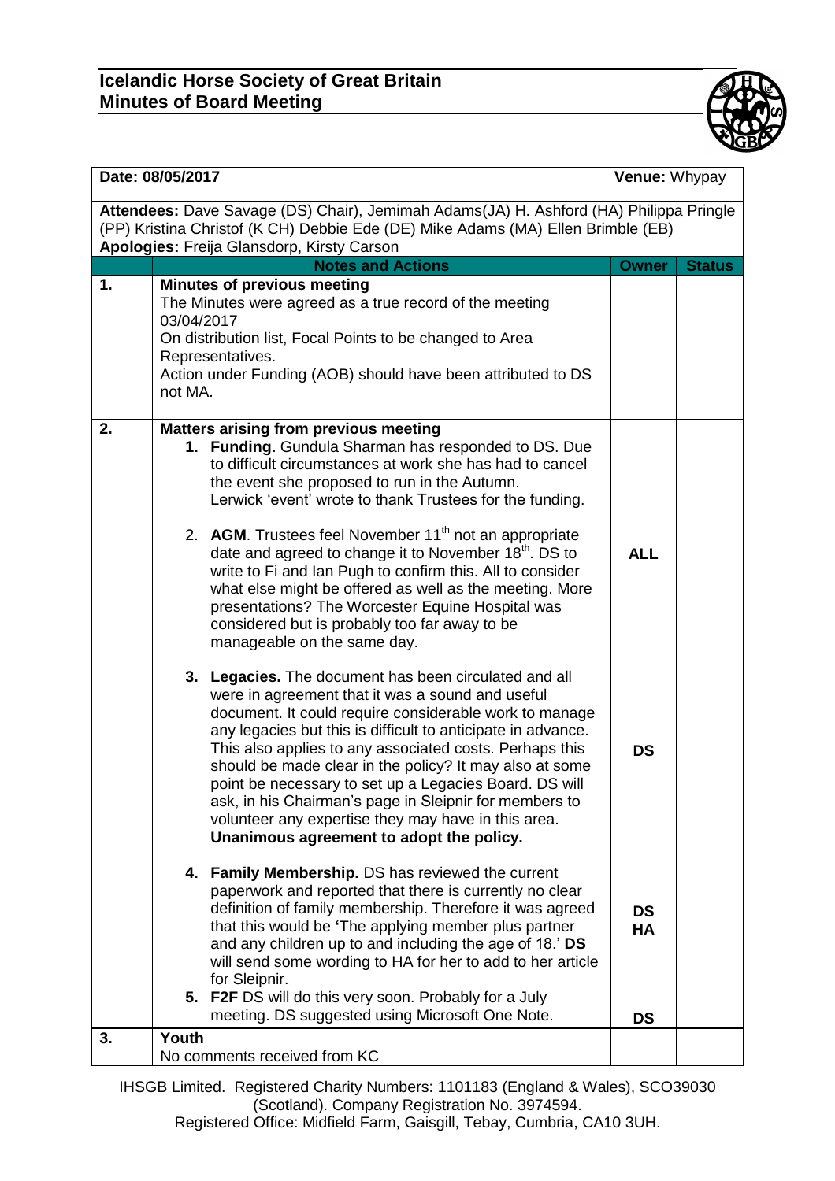# Icelandic Horse Society of Great Britain
## Minutes of Board Meeting

| Date: 08/05/2017 | | Venue: Whypay | |
|---|---|---|---|
| **Attendees:** Dave Savage (DS) Chair), Jemimah Adams(JA) H. Ashford (HA) Philippa Pringle (PP) Kristina Christof (K CH) Debbie Ede (DE) Mike Adams (MA) Ellen Brimble (EB)<br>**Apologies:** Freija Glansdorp, Kirsty Carson | | | |
| | **Notes and Actions** | **Owner** | **Status** |
| **1.** | **Minutes of previous meeting**<br>The Minutes were agreed as a true record of the meeting 03/04/2017<br>On distribution list, Focal Points to be changed to Area Representatives.<br>Action under Funding (AOB) should have been attributed to DS not MA. | | |
| **2.** | **Matters arising from previous meeting**<br>1. **Funding.** Gundula Sharman has responded to DS. Due to difficult circumstances at work she has had to cancel the event she proposed to run in the Autumn. Lerwick 'event' wrote to thank Trustees for the funding.<br>2. **AGM**. Trustees feel November 11th not an appropriate date and agreed to change it to November 18th. DS to write to Fi and Ian Pugh to confirm this. All to consider what else might be offered as well as the meeting. More presentations? The Worcester Equine Hospital was considered but is probably too far away to be manageable on the same day. | **ALL** | |
| | 3. **Legacies.** The document has been circulated and all were in agreement that it was a sound and useful document. It could require considerable work to manage any legacies but this is difficult to anticipate in advance. This also applies to any associated costs. Perhaps this should be made clear in the policy? It may also at some point be necessary to set up a Legacies Board. DS will ask, in his Chairman's page in Sleipnir for members to volunteer any expertise they may have in this area. **Unanimous agreement to adopt the policy.** | **DS** | |
| | 4. **Family Membership.** DS has reviewed the current paperwork and reported that there is currently no clear definition of family membership. Therefore it was agreed that this would be **'**The applying member plus partner and any children up to and including the age of 18.' **DS** will send some wording to HA for her to add to her article for Sleipnir. | **DS**<br>**HA** | |
| | 5. **F2F** DS will do this very soon. Probably for a July meeting. DS suggested using Microsoft One Note. | **DS** | |
| **3.** | **Youth**<br>No comments received from KC | | |

IHSGB Limited. Registered Charity Numbers: 1101183 (England & Wales), SCO39030 (Scotland). Company Registration No. 3974594.
Registered Office: Midfield Farm, Gaisgill, Tebay, Cumbria, CA10 3UH.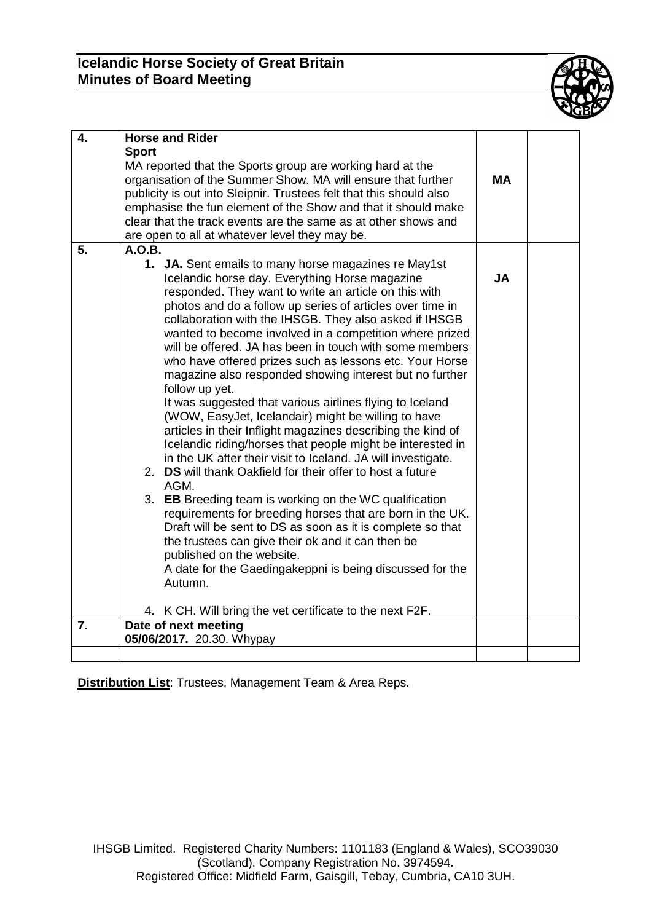**Icelandic Horse Society of Great Britain**
**Minutes of Board Meeting**

| | | | |
|---|---|---|---|
| **4.** | **Horse and Rider**<br>**Sport**<br>MA reported that the Sports group are working hard at the organisation of the Summer Show. MA will ensure that further publicity is out into Sleipnir. Trustees felt that this should also emphasise the fun element of the Show and that it should make clear that the track events are the same as at other shows and are open to all at whatever level they may be. | **MA** | |
| **5.** | **A.O.B.**<br>1. **JA.** Sent emails to many horse magazines re May1st Icelandic horse day. Everything Horse magazine responded. They want to write an article on this with photos and do a follow up series of articles over time in collaboration with the IHSGB. They also asked if IHSGB wanted to become involved in a competition where prized will be offered. JA has been in touch with some members who have offered prizes such as lessons etc. Your Horse magazine also responded showing interest but no further follow up yet.<br>It was suggested that various airlines flying to Iceland (WOW, EasyJet, Icelandair) might be willing to have articles in their Inflight magazines describing the kind of Icelandic riding/horses that people might be interested in in the UK after their visit to Iceland. JA will investigate.<br>2. **DS** will thank Oakfield for their offer to host a future AGM.<br>3. **EB** Breeding team is working on the WC qualification requirements for breeding horses that are born in the UK. Draft will be sent to DS as soon as it is complete so that the trustees can give their ok and it can then be published on the website.<br>A date for the Gaedingakeppni is being discussed for the Autumn.<br>4. K CH. Will bring the vet certificate to the next F2F. | **JA** | |
| **7.** | **Date of next meeting**<br>**05/06/2017.** 20.30. Whypay | | |
| | | | |

**Distribution List**: Trustees, Management Team & Area Reps.

IHSGB Limited. Registered Charity Numbers: 1101183 (England & Wales), SCO39030 (Scotland). Company Registration No. 3974594.
Registered Office: Midfield Farm, Gaisgill, Tebay, Cumbria, CA10 3UH.